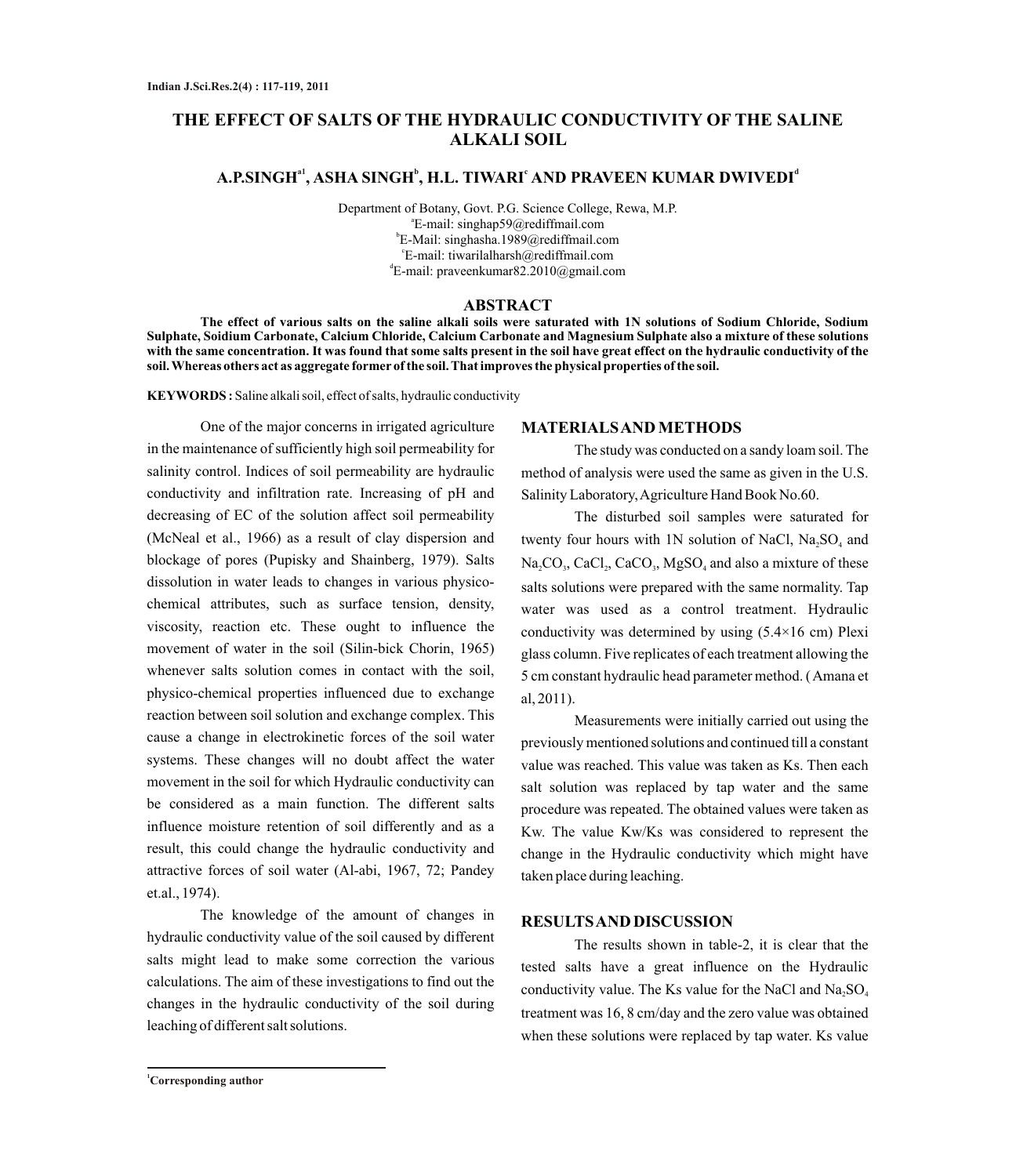# THE EFFECT OF SALTS OF THE HYDRAULIC CONDUCTIVITY OF THE SALINE ALKALI SOIL

**A.P.SINGH[a1], ASHA SINGH[b], H.L. TIWARI[c] AND PRAVEEN KUMAR DWIVEDI[d]**

Department of Botany, Govt. P.G. Science College, Rewa, M.P.

[a]E-mail: singhap59@rediffmail.com

[b]E-Mail: singhasha.1989@rediffmail.com

[c]E-mail: tiwarilalharsh@rediffmail.com

[d]E-mail: praveenkumar82.2010@gmail.com

## ABSTRACT

**The effect of various salts on the saline alkali soils were saturated with 1N solutions of Sodium Chloride, Sodium Sulphate, Soidium Carbonate, Calcium Chloride, Calcium Carbonate and Magnesium Sulphate also a mixture of these solutions with the same concentration. It was found that some salts present in the soil have great effect on the hydraulic conductivity of the soil. Whereas others act as aggregate former of the soil. That improves the physical properties of the soil.**

**KEYWORDS :** Saline alkali soil, effect of salts, hydraulic conductivity

One of the major concerns in irrigated agriculture in the maintenance of sufficiently high soil permeability for salinity control. Indices of soil permeability are hydraulic conductivity and infiltration rate. Increasing of pH and decreasing of EC of the solution affect soil permeability (McNeal et al., 1966) as a result of clay dispersion and blockage of pores (Pupisky and Shainberg, 1979). Salts dissolution in water leads to changes in various physico-chemical attributes, such as surface tension, density, viscosity, reaction etc. These ought to influence the movement of water in the soil (Silin-bick Chorin, 1965) whenever salts solution comes in contact with the soil, physico-chemical properties influenced due to exchange reaction between soil solution and exchange complex. This cause a change in electrokinetic forces of the soil water systems. These changes will no doubt affect the water movement in the soil for which Hydraulic conductivity can be considered as a main function. The different salts influence moisture retention of soil differently and as a result, this could change the hydraulic conductivity and attractive forces of soil water (Al-abi, 1967, 72; Pandey et.al., 1974).

The knowledge of the amount of changes in hydraulic conductivity value of the soil caused by different salts might lead to make some correction the various calculations. The aim of these investigations to find out the changes in the hydraulic conductivity of the soil during leaching of different salt solutions.

## MATERIALS AND METHODS

The study was conducted on a sandy loam soil. The method of analysis were used the same as given in the U.S. Salinity Laboratory, Agriculture Hand Book No.60.

The disturbed soil samples were saturated for twenty four hours with 1N solution of NaCl, $Na_2SO_4$ and $Na_2CO_3$, $CaCl_2$, $CaCO_3$, $MgSO_4$ and also a mixture of these salts solutions were prepared with the same normality. Tap water was used as a control treatment. Hydraulic conductivity was determined by using (5.4×16 cm) Plexi glass column. Five replicates of each treatment allowing the 5 cm constant hydraulic head parameter method. ( Amana et al, 2011).

Measurements were initially carried out using the previously mentioned solutions and continued till a constant value was reached. This value was taken as Ks. Then each salt solution was replaced by tap water and the same procedure was repeated. The obtained values were taken as Kw. The value Kw/Ks was considered to represent the change in the Hydraulic conductivity which might have taken place during leaching.

## RESULTS AND DISCUSSION

The results shown in table-2, it is clear that the tested salts have a great influence on the Hydraulic conductivity value. The Ks value for the NaCl and $Na_2SO_4$ treatment was 16, 8 cm/day and the zero value was obtained when these solutions were replaced by tap water. Ks value

[1]Corresponding author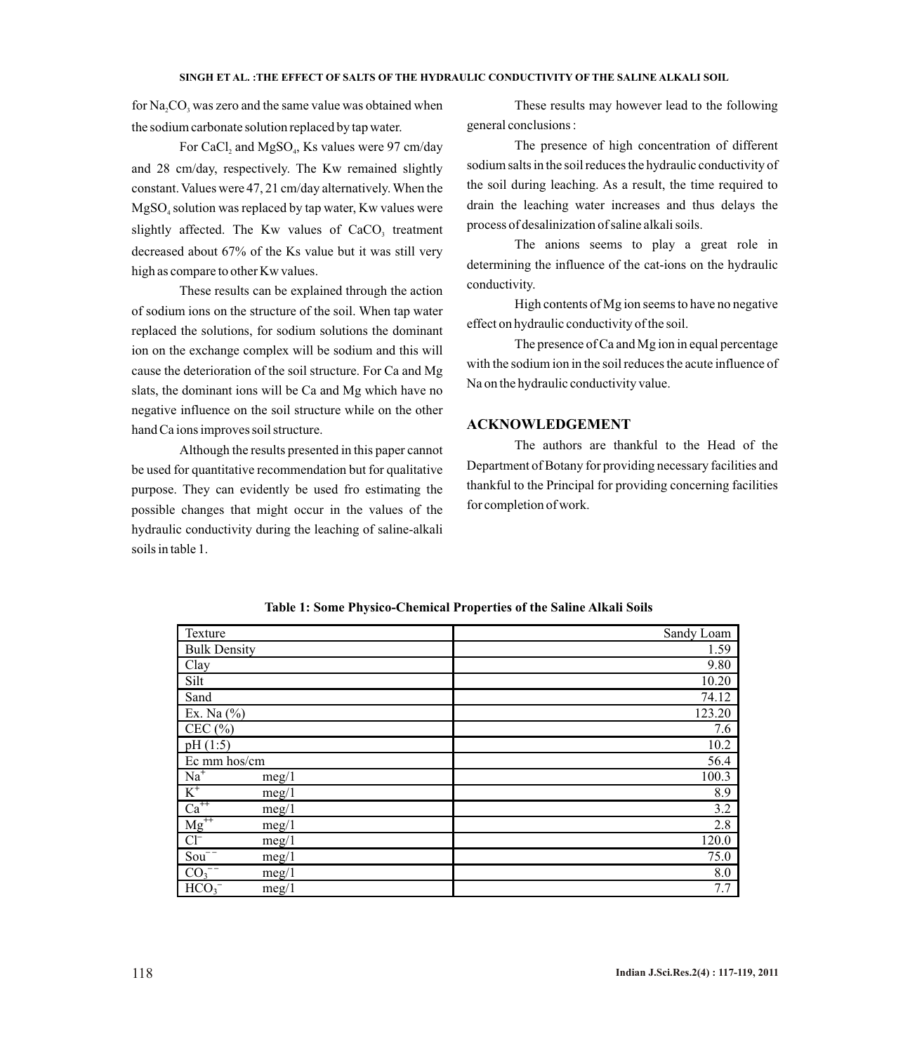for $Na_2CO_3$ was zero and the same value was obtained when the sodium carbonate solution replaced by tap water.

For $CaCl_2$ and $MgSO_4$, Ks values were 97 cm/day and 28 cm/day, respectively. The Kw remained slightly constant. Values were 47, 21 cm/day alternatively. When the $MgSO_4$ solution was replaced by tap water, Kw values were slightly affected. The Kw values of $CaCO_3$ treatment decreased about 67% of the Ks value but it was still very high as compare to other Kw values.

These results can be explained through the action of sodium ions on the structure of the soil. When tap water replaced the solutions, for sodium solutions the dominant ion on the exchange complex will be sodium and this will cause the deterioration of the soil structure. For Ca and Mg slats, the dominant ions will be Ca and Mg which have no negative influence on the soil structure while on the other hand Ca ions improves soil structure.

Although the results presented in this paper cannot be used for quantitative recommendation but for qualitative purpose. They can evidently be used fro estimating the possible changes that might occur in the values of the hydraulic conductivity during the leaching of saline-alkali soils in table 1.

These results may however lead to the following general conclusions :

The presence of high concentration of different sodium salts in the soil reduces the hydraulic conductivity of the soil during leaching. As a result, the time required to drain the leaching water increases and thus delays the process of desalinization of saline alkali soils.

The anions seems to play a great role in determining the influence of the cat-ions on the hydraulic conductivity.

High contents of Mg ion seems to have no negative effect on hydraulic conductivity of the soil.

The presence of Ca and Mg ion in equal percentage with the sodium ion in the soil reduces the acute influence of Na on the hydraulic conductivity value.

## ACKNOWLEDGEMENT

The authors are thankful to the Head of the Department of Botany for providing necessary facilities and thankful to the Principal for providing concerning facilities for completion of work.

**Table 1: Some Physico-Chemical Properties of the Saline Alkali Soils**

| | |
|---|---|
| Texture | Sandy Loam |
| Bulk Density | 1.59 |
| Clay | 9.80 |
| Silt | 10.20 |
| Sand | 74.12 |
| Ex. Na (%) | 123.20 |
| CEC (%) | 7.6 |
| pH (1:5) | 10.2 |
| Ec mm hos/cm | 56.4 |
| $Na^{+}$ meg/1 | 100.3 |
| $K^{+}$ meg/1 | 8.9 |
| $Ca^{++}$ meg/1 | 3.2 |
| $Mg^{++}$ meg/1 | 2.8 |
| $Cl^{-}$ meg/1 | 120.0 |
| $Sou^{--}$ meg/1 | 75.0 |
| $CO_3^{--}$ meg/1 | 8.0 |
| $HCO_3^{-}$ meg/1 | 7.7 |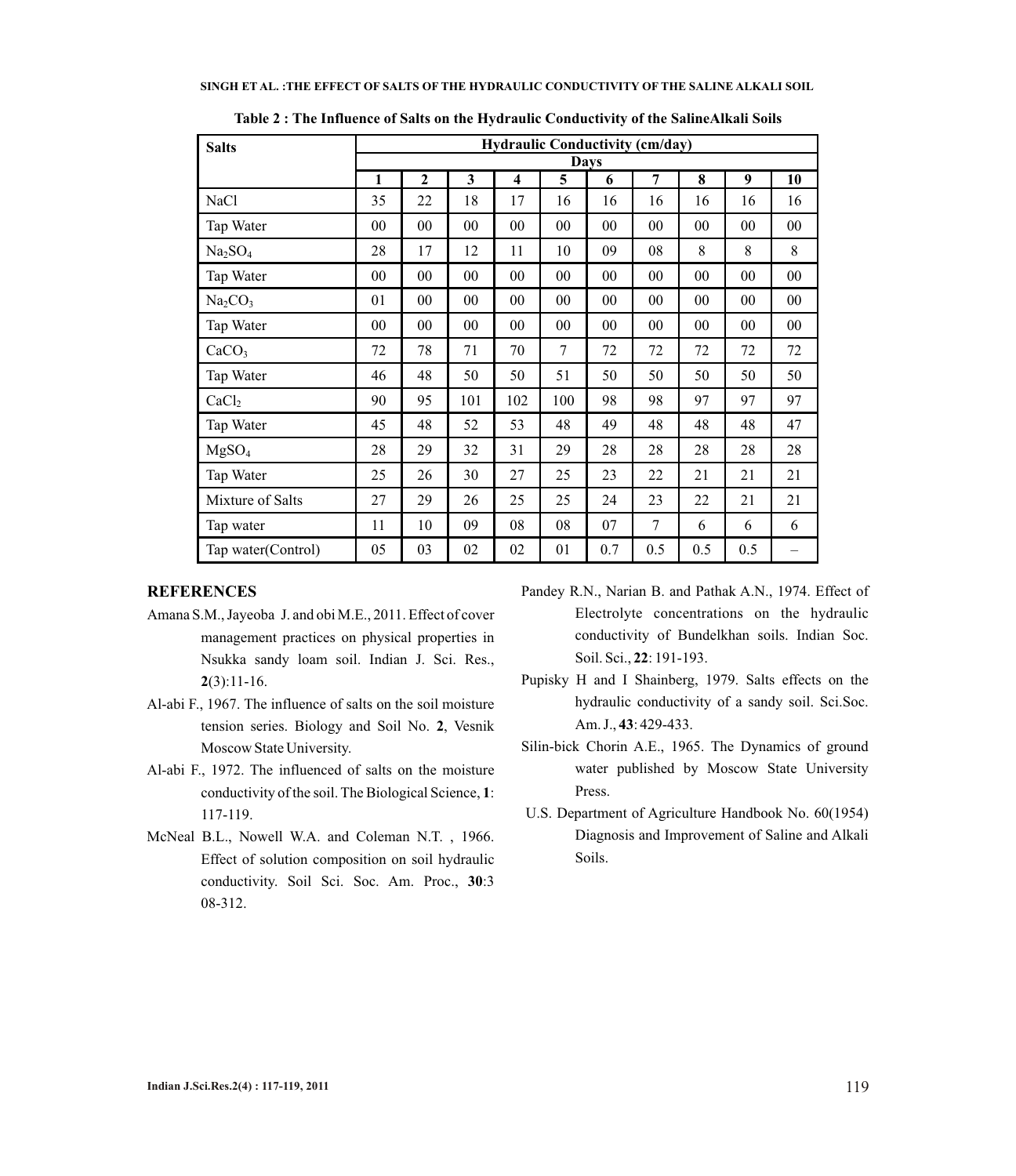Table 2 : The Influence of Salts on the Hydraulic Conductivity of the SalineAlkali Soils

| Salts | Hydraulic Conductivity (cm/day) | | | | | | | | | |
|---|---|---|---|---|---|---|---|---|---|---|
| | Days | | | | | | | | | |
| | 1 | 2 | 3 | 4 | 5 | 6 | 7 | 8 | 9 | 10 |
| NaCl | 35 | 22 | 18 | 17 | 16 | 16 | 16 | 16 | 16 | 16 |
| Tap Water | 00 | 00 | 00 | 00 | 00 | 00 | 00 | 00 | 00 | 00 |
| $Na_2SO_4$ | 28 | 17 | 12 | 11 | 10 | 09 | 08 | 8 | 8 | 8 |
| Tap Water | 00 | 00 | 00 | 00 | 00 | 00 | 00 | 00 | 00 | 00 |
| $Na_2CO_3$ | 01 | 00 | 00 | 00 | 00 | 00 | 00 | 00 | 00 | 00 |
| Tap Water | 00 | 00 | 00 | 00 | 00 | 00 | 00 | 00 | 00 | 00 |
| $CaCO_3$ | 72 | 78 | 71 | 70 | 7 | 72 | 72 | 72 | 72 | 72 |
| Tap Water | 46 | 48 | 50 | 50 | 51 | 50 | 50 | 50 | 50 | 50 |
| $CaCl_2$ | 90 | 95 | 101 | 102 | 100 | 98 | 98 | 97 | 97 | 97 |
| Tap Water | 45 | 48 | 52 | 53 | 48 | 49 | 48 | 48 | 48 | 47 |
| $MgSO_4$ | 28 | 29 | 32 | 31 | 29 | 28 | 28 | 28 | 28 | 28 |
| Tap Water | 25 | 26 | 30 | 27 | 25 | 23 | 22 | 21 | 21 | 21 |
| Mixture of Salts | 27 | 29 | 26 | 25 | 25 | 24 | 23 | 22 | 21 | 21 |
| Tap water | 11 | 10 | 09 | 08 | 08 | 07 | 7 | 6 | 6 | 6 |
| Tap water(Control) | 05 | 03 | 02 | 02 | 01 | 0.7 | 0.5 | 0.5 | 0.5 | – |

## REFERENCES

Amana S.M., Jayeoba J. and obi M.E., 2011. Effect of cover management practices on physical properties in Nsukka sandy loam soil. Indian J. Sci. Res., **2**(3):11-16.

Al-abi F., 1967. The influence of salts on the soil moisture tension series. Biology and Soil No. **2**, Vesnik Moscow State University.

Al-abi F., 1972. The influenced of salts on the moisture conductivity of the soil. The Biological Science, **1**: 117-119.

McNeal B.L., Nowell W.A. and Coleman N.T. , 1966. Effect of solution composition on soil hydraulic conductivity. Soil Sci. Soc. Am. Proc., **30**:3 08-312.

Pandey R.N., Narian B. and Pathak A.N., 1974. Effect of Electrolyte concentrations on the hydraulic conductivity of Bundelkhan soils. Indian Soc. Soil. Sci., **22**: 191-193.

Pupisky H and I Shainberg, 1979. Salts effects on the hydraulic conductivity of a sandy soil. Sci.Soc. Am. J., **43**: 429-433.

Silin-bick Chorin A.E., 1965. The Dynamics of ground water published by Moscow State University Press.

U.S. Department of Agriculture Handbook No. 60(1954) Diagnosis and Improvement of Saline and Alkali Soils.